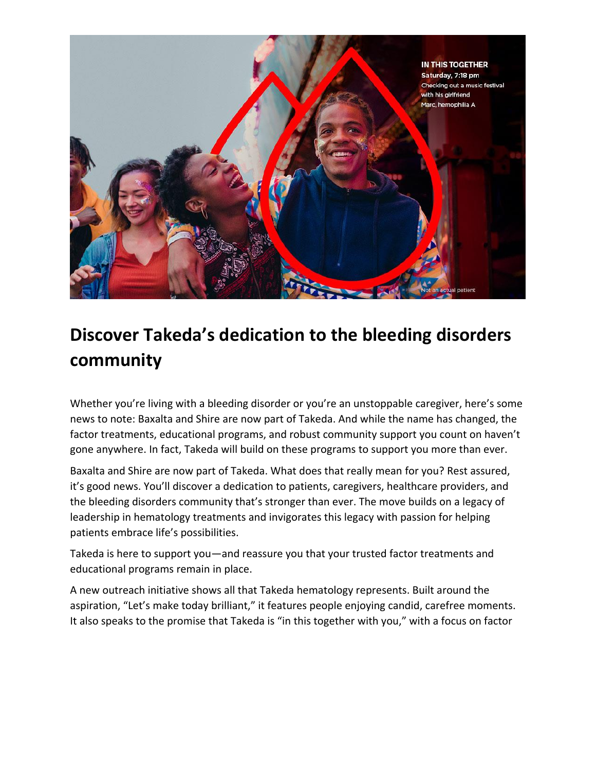# Discover Takeda's dedication to the bleeding disorders community

Whether you're living with a bleeding disorder or you're an unstoppable caregiver, here's some news to note: Baxalta and Shire are now part of Takeda. And while the name has changed, the factor treatments, educational programs, and robust community support you count on haven't gone anywhere. In fact, Takeda will build on these programs to support you more than ever.

Baxalta and Shire are now part of Takeda. What does that really mean for you? Rest assured, it's good news. You'll discover a dedication to patients, caregivers, healthcare providers, and the bleeding disorders community that's stronger than ever. The move builds on a legacy of leadership in hematology treatments and invigorates this legacy with passion for helping patients embrace life's possibilities.

Takeda is here to support you—and reassure you that your trusted factor treatments and educational programs remain in place.

A new outreach initiative shows all that Takeda hematology represents. Built around the aspiration, "Let's make today brilliant," it features people enjoying candid, carefree moments. It also speaks to the promise that Takeda is "in this together with you," with a focus on factor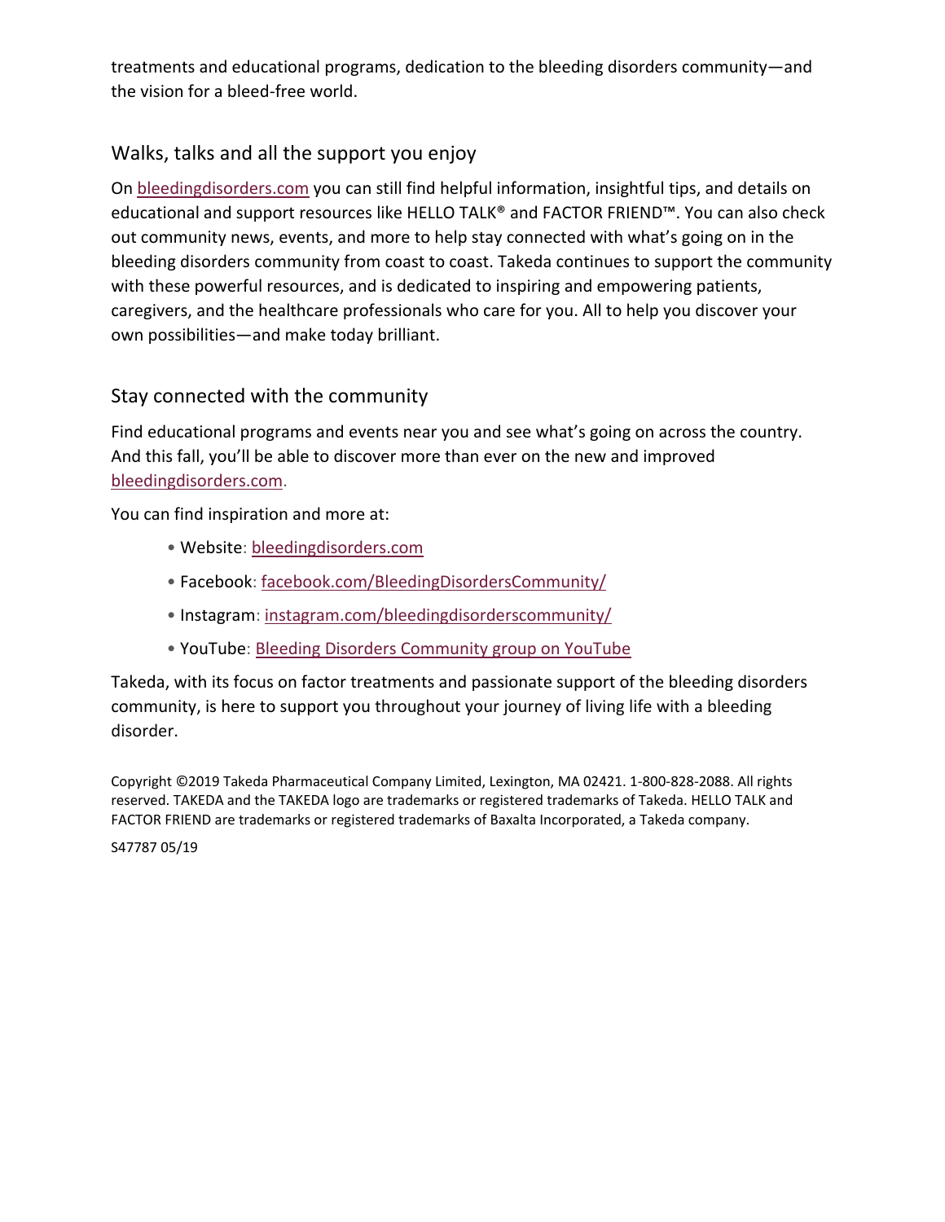treatments and educational programs, dedication to the bleeding disorders community—and the vision for a bleed-free world.

## Walks, talks and all the support you enjoy

On bleedingdisorders.com you can still find helpful information, insightful tips, and details on educational and support resources like HELLO TALK® and FACTOR FRIEND™. You can also check out community news, events, and more to help stay connected with what's going on in the bleeding disorders community from coast to coast. Takeda continues to support the community with these powerful resources, and is dedicated to inspiring and empowering patients, caregivers, and the healthcare professionals who care for you. All to help you discover your own possibilities—and make today brilliant.

## Stay connected with the community

Find educational programs and events near you and see what's going on across the country. And this fall, you'll be able to discover more than ever on the new and improved bleedingdisorders.com.

You can find inspiration and more at:

- Website: bleedingdisorders.com
- Facebook: facebook.com/BleedingDisordersCommunity/
- Instagram: instagram.com/bleedingdisorderscommunity/
- YouTube: Bleeding Disorders Community group on YouTube

Takeda, with its focus on factor treatments and passionate support of the bleeding disorders community, is here to support you throughout your journey of living life with a bleeding disorder.

Copyright ©2019 Takeda Pharmaceutical Company Limited, Lexington, MA 02421. 1-800-828-2088. All rights reserved. TAKEDA and the TAKEDA logo are trademarks or registered trademarks of Takeda. HELLO TALK and FACTOR FRIEND are trademarks or registered trademarks of Baxalta Incorporated, a Takeda company.

S47787 05/19